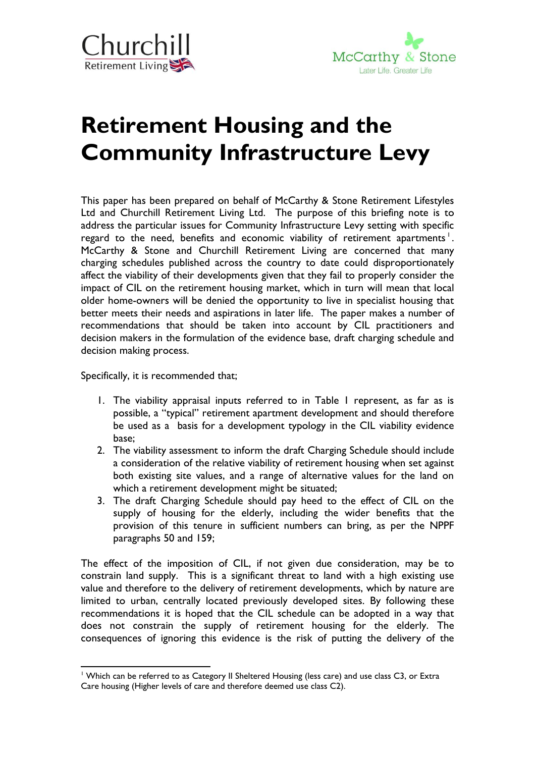Churchill Retirement Living

McCarthy & Stone
Later Life. Greater Life

# Retirement Housing and the Community Infrastructure Levy

This paper has been prepared on behalf of McCarthy & Stone Retirement Lifestyles Ltd and Churchill Retirement Living Ltd. The purpose of this briefing note is to address the particular issues for Community Infrastructure Levy setting with specific regard to the need, benefits and economic viability of retirement apartments[1]. McCarthy & Stone and Churchill Retirement Living are concerned that many charging schedules published across the country to date could disproportionately affect the viability of their developments given that they fail to properly consider the impact of CIL on the retirement housing market, which in turn will mean that local older home-owners will be denied the opportunity to live in specialist housing that better meets their needs and aspirations in later life. The paper makes a number of recommendations that should be taken into account by CIL practitioners and decision makers in the formulation of the evidence base, draft charging schedule and decision making process.

Specifically, it is recommended that;

1. The viability appraisal inputs referred to in Table 1 represent, as far as is possible, a "typical" retirement apartment development and should therefore be used as a basis for a development typology in the CIL viability evidence base;
2. The viability assessment to inform the draft Charging Schedule should include a consideration of the relative viability of retirement housing when set against both existing site values, and a range of alternative values for the land on which a retirement development might be situated;
3. The draft Charging Schedule should pay heed to the effect of CIL on the supply of housing for the elderly, including the wider benefits that the provision of this tenure in sufficient numbers can bring, as per the NPPF paragraphs 50 and 159;

The effect of the imposition of CIL, if not given due consideration, may be to constrain land supply. This is a significant threat to land with a high existing use value and therefore to the delivery of retirement developments, which by nature are limited to urban, centrally located previously developed sites. By following these recommendations it is hoped that the CIL schedule can be adopted in a way that does not constrain the supply of retirement housing for the elderly. The consequences of ignoring this evidence is the risk of putting the delivery of the

[1] Which can be referred to as Category II Sheltered Housing (less care) and use class C3, or Extra Care housing (Higher levels of care and therefore deemed use class C2).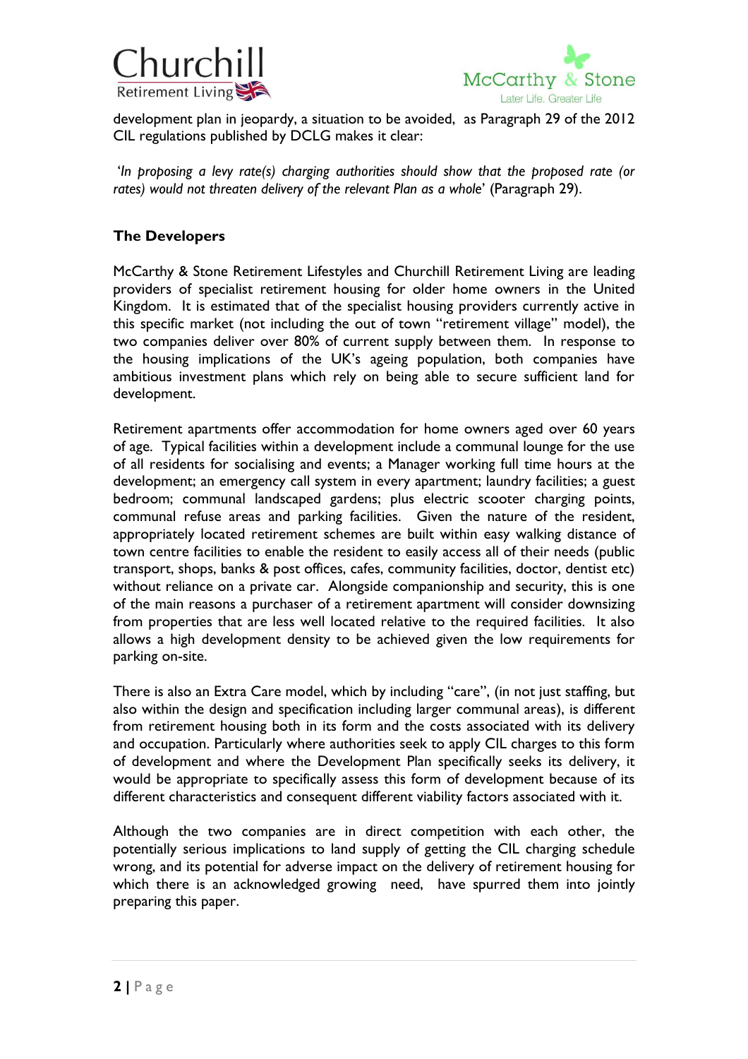development plan in jeopardy, a situation to be avoided, as Paragraph 29 of the 2012 CIL regulations published by DCLG makes it clear:

'*In proposing a levy rate(s) charging authorities should show that the proposed rate (or rates) would not threaten delivery of the relevant Plan as a whole*' (Paragraph 29).

**The Developers**

McCarthy & Stone Retirement Lifestyles and Churchill Retirement Living are leading providers of specialist retirement housing for older home owners in the United Kingdom. It is estimated that of the specialist housing providers currently active in this specific market (not including the out of town "retirement village" model), the two companies deliver over 80% of current supply between them. In response to the housing implications of the UK's ageing population, both companies have ambitious investment plans which rely on being able to secure sufficient land for development.

Retirement apartments offer accommodation for home owners aged over 60 years of age. Typical facilities within a development include a communal lounge for the use of all residents for socialising and events; a Manager working full time hours at the development; an emergency call system in every apartment; laundry facilities; a guest bedroom; communal landscaped gardens; plus electric scooter charging points, communal refuse areas and parking facilities. Given the nature of the resident, appropriately located retirement schemes are built within easy walking distance of town centre facilities to enable the resident to easily access all of their needs (public transport, shops, banks & post offices, cafes, community facilities, doctor, dentist etc) without reliance on a private car. Alongside companionship and security, this is one of the main reasons a purchaser of a retirement apartment will consider downsizing from properties that are less well located relative to the required facilities. It also allows a high development density to be achieved given the low requirements for parking on-site.

There is also an Extra Care model, which by including "care", (in not just staffing, but also within the design and specification including larger communal areas), is different from retirement housing both in its form and the costs associated with its delivery and occupation. Particularly where authorities seek to apply CIL charges to this form of development and where the Development Plan specifically seeks its delivery, it would be appropriate to specifically assess this form of development because of its different characteristics and consequent different viability factors associated with it.

Although the two companies are in direct competition with each other, the potentially serious implications to land supply of getting the CIL charging schedule wrong, and its potential for adverse impact on the delivery of retirement housing for which there is an acknowledged growing need, have spurred them into jointly preparing this paper.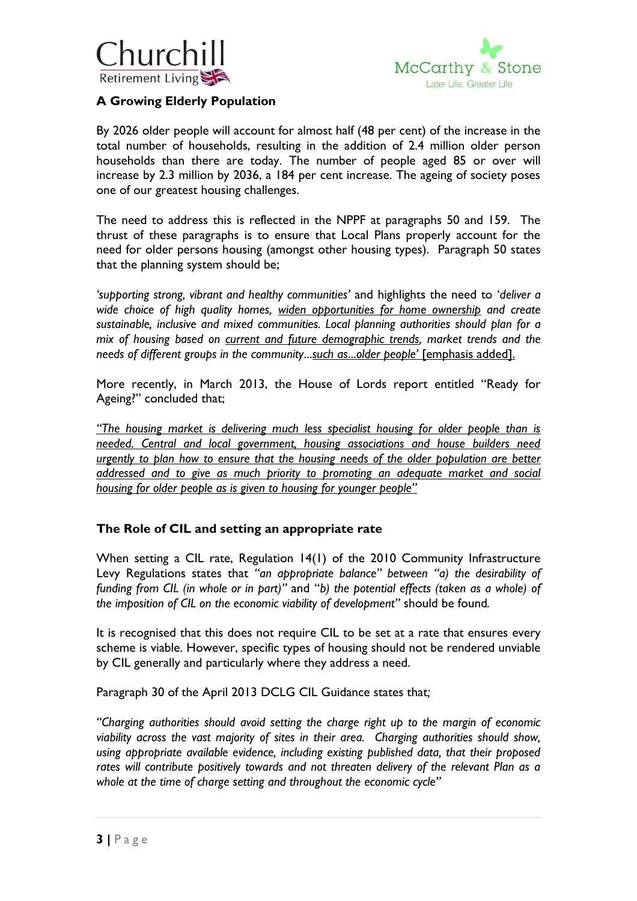### A Growing Elderly Population

By 2026 older people will account for almost half (48 per cent) of the increase in the total number of households, resulting in the addition of 2.4 million older person households than there are today. The number of people aged 85 or over will increase by 2.3 million by 2036, a 184 per cent increase. The ageing of society poses one of our greatest housing challenges.

The need to address this is reflected in the NPPF at paragraphs 50 and 159. The thrust of these paragraphs is to ensure that Local Plans properly account for the need for older persons housing (amongst other housing types). Paragraph 50 states that the planning system should be;

*'supporting strong, vibrant and healthy communities'* and highlights the need to '*deliver a wide choice of high quality homes, <u>widen opportunities for home ownership</u> and create sustainable, inclusive and mixed communities. Local planning authorities should plan for a mix of housing based on <u>current and future demographic trends</u>, market trends and the needs of different groups in the community…<u>such as…older people'</u>* <u>[emphasis added].</u>

More recently, in March 2013, the House of Lords report entitled "Ready for Ageing?" concluded that;

*<u>"The housing market is delivering much less specialist housing for older people than is needed. Central and local government, housing associations and house builders need urgently to plan how to ensure that the housing needs of the older population are better addressed and to give as much priority to promoting an adequate market and social housing for older people as is given to housing for younger people"</u>*

### The Role of CIL and setting an appropriate rate

When setting a CIL rate, Regulation 14(1) of the 2010 Community Infrastructure Levy Regulations states that *"an appropriate balance" between "a) the desirability of funding from CIL (in whole or in part)"* and "*b) the potential effects (taken as a whole) of the imposition of CIL on the economic viability of development"* should be found.

It is recognised that this does not require CIL to be set at a rate that ensures every scheme is viable. However, specific types of housing should not be rendered unviable by CIL generally and particularly where they address a need.

Paragraph 30 of the April 2013 DCLG CIL Guidance states that*;*

*"Charging authorities should avoid setting the charge right up to the margin of economic viability across the vast majority of sites in their area. Charging authorities should show, using appropriate available evidence, including existing published data, that their proposed rates will contribute positively towards and not threaten delivery of the relevant Plan as a whole at the time of charge setting and throughout the economic cycle"*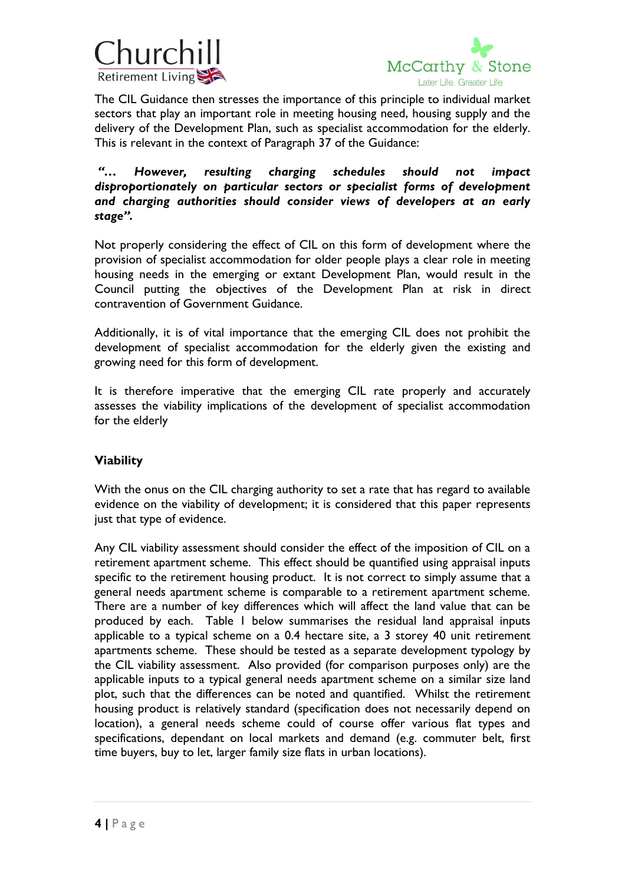The CIL Guidance then stresses the importance of this principle to individual market sectors that play an important role in meeting housing need, housing supply and the delivery of the Development Plan, such as specialist accommodation for the elderly. This is relevant in the context of Paragraph 37 of the Guidance:

***"… However, resulting charging schedules should not impact disproportionately on particular sectors or specialist forms of development and charging authorities should consider views of developers at an early stage".***

Not properly considering the effect of CIL on this form of development where the provision of specialist accommodation for older people plays a clear role in meeting housing needs in the emerging or extant Development Plan, would result in the Council putting the objectives of the Development Plan at risk in direct contravention of Government Guidance.

Additionally, it is of vital importance that the emerging CIL does not prohibit the development of specialist accommodation for the elderly given the existing and growing need for this form of development.

It is therefore imperative that the emerging CIL rate properly and accurately assesses the viability implications of the development of specialist accommodation for the elderly

**Viability**

With the onus on the CIL charging authority to set a rate that has regard to available evidence on the viability of development; it is considered that this paper represents just that type of evidence.

Any CIL viability assessment should consider the effect of the imposition of CIL on a retirement apartment scheme. This effect should be quantified using appraisal inputs specific to the retirement housing product. It is not correct to simply assume that a general needs apartment scheme is comparable to a retirement apartment scheme. There are a number of key differences which will affect the land value that can be produced by each. Table 1 below summarises the residual land appraisal inputs applicable to a typical scheme on a 0.4 hectare site, a 3 storey 40 unit retirement apartments scheme. These should be tested as a separate development typology by the CIL viability assessment. Also provided (for comparison purposes only) are the applicable inputs to a typical general needs apartment scheme on a similar size land plot, such that the differences can be noted and quantified. Whilst the retirement housing product is relatively standard (specification does not necessarily depend on location), a general needs scheme could of course offer various flat types and specifications, dependant on local markets and demand (e.g. commuter belt, first time buyers, buy to let, larger family size flats in urban locations).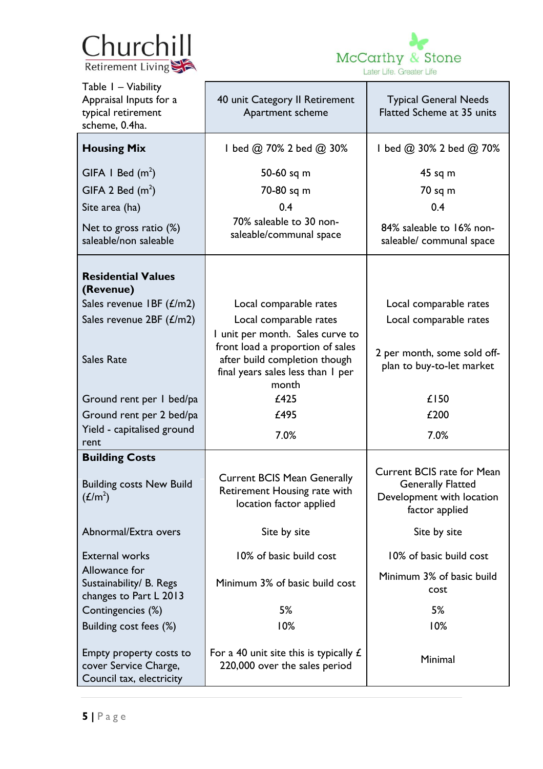| Table 1 – Viability Appraisal Inputs for a typical retirement scheme, 0.4ha. | 40 unit Category II Retirement Apartment scheme | Typical General Needs Flatted Scheme at 35 units |
|---|---|---|
| **Housing Mix** | 1 bed @ 70% 2 bed @ 30% | 1 bed @ 30% 2 bed @ 70% |
| GIFA 1 Bed ($m^2$) | 50-60 sq m | 45 sq m |
| GIFA 2 Bed ($m^2$) | 70-80 sq m | 70 sq m |
| Site area (ha) | 0.4 | 0.4 |
| Net to gross ratio (%) saleable/non saleable | 70% saleable to 30 non-saleable/communal space | 84% saleable to 16% non-saleable/ communal space |
| **Residential Values (Revenue)** | | |
| Sales revenue 1BF (£/m2) | Local comparable rates | Local comparable rates |
| Sales revenue 2BF (£/m2) | Local comparable rates | Local comparable rates |
| Sales Rate | 1 unit per month. Sales curve to front load a proportion of sales after build completion though final years sales less than 1 per month | 2 per month, some sold off-plan to buy-to-let market |
| Ground rent per 1 bed/pa | £425 | £150 |
| Ground rent per 2 bed/pa | £495 | £200 |
| Yield - capitalised ground rent | 7.0% | 7.0% |
| **Building Costs** | | |
| Building costs New Build (£/$m^2$) | Current BCIS Mean Generally Retirement Housing rate with location factor applied | Current BCIS rate for Mean Generally Flatted Development with location factor applied |
| Abnormal/Extra overs | Site by site | Site by site |
| External works | 10% of basic build cost | 10% of basic build cost |
| Allowance for Sustainability/ B. Regs changes to Part L 2013 | Minimum 3% of basic build cost | Minimum 3% of basic build cost |
| Contingencies (%) | 5% | 5% |
| Building cost fees (%) | 10% | 10% |
| Empty property costs to cover Service Charge, Council tax, electricity | For a 40 unit site this is typically £ 220,000 over the sales period | Minimal |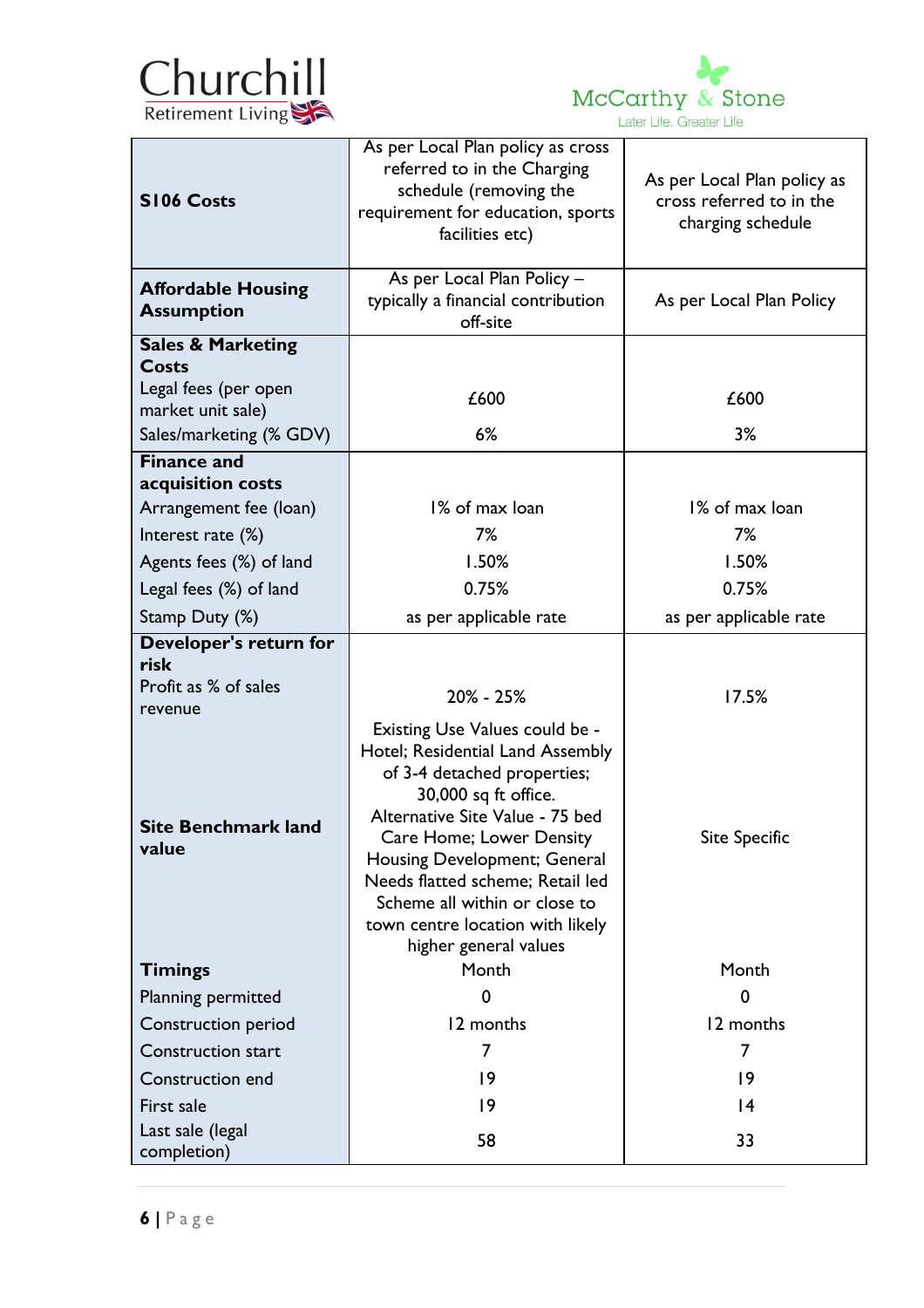| | | |
|---|---|---|
| **S106 Costs** | As per Local Plan policy as cross referred to in the Charging schedule (removing the requirement for education, sports facilities etc) | As per Local Plan policy as cross referred to in the charging schedule |
| **Affordable Housing Assumption** | As per Local Plan Policy – typically a financial contribution off-site | As per Local Plan Policy |
| **Sales & Marketing Costs** | | |
| Legal fees (per open market unit sale) | £600 | £600 |
| Sales/marketing (% GDV) | 6% | 3% |
| **Finance and acquisition costs** | | |
| Arrangement fee (loan) | 1% of max loan | 1% of max loan |
| Interest rate (%) | 7% | 7% |
| Agents fees (%) of land | 1.50% | 1.50% |
| Legal fees (%) of land | 0.75% | 0.75% |
| Stamp Duty (%) | as per applicable rate | as per applicable rate |
| **Developer's return for risk** | | |
| Profit as % of sales revenue | 20% - 25% | 17.5% |
| **Site Benchmark land value** | Existing Use Values could be - Hotel; Residential Land Assembly of 3-4 detached properties; 30,000 sq ft office. Alternative Site Value - 75 bed Care Home; Lower Density Housing Development; General Needs flatted scheme; Retail led Scheme all within or close to town centre location with likely higher general values | Site Specific |
| **Timings** | Month | Month |
| Planning permitted | 0 | 0 |
| Construction period | 12 months | 12 months |
| Construction start | 7 | 7 |
| Construction end | 19 | 19 |
| First sale | 19 | 14 |
| Last sale (legal completion) | 58 | 33 |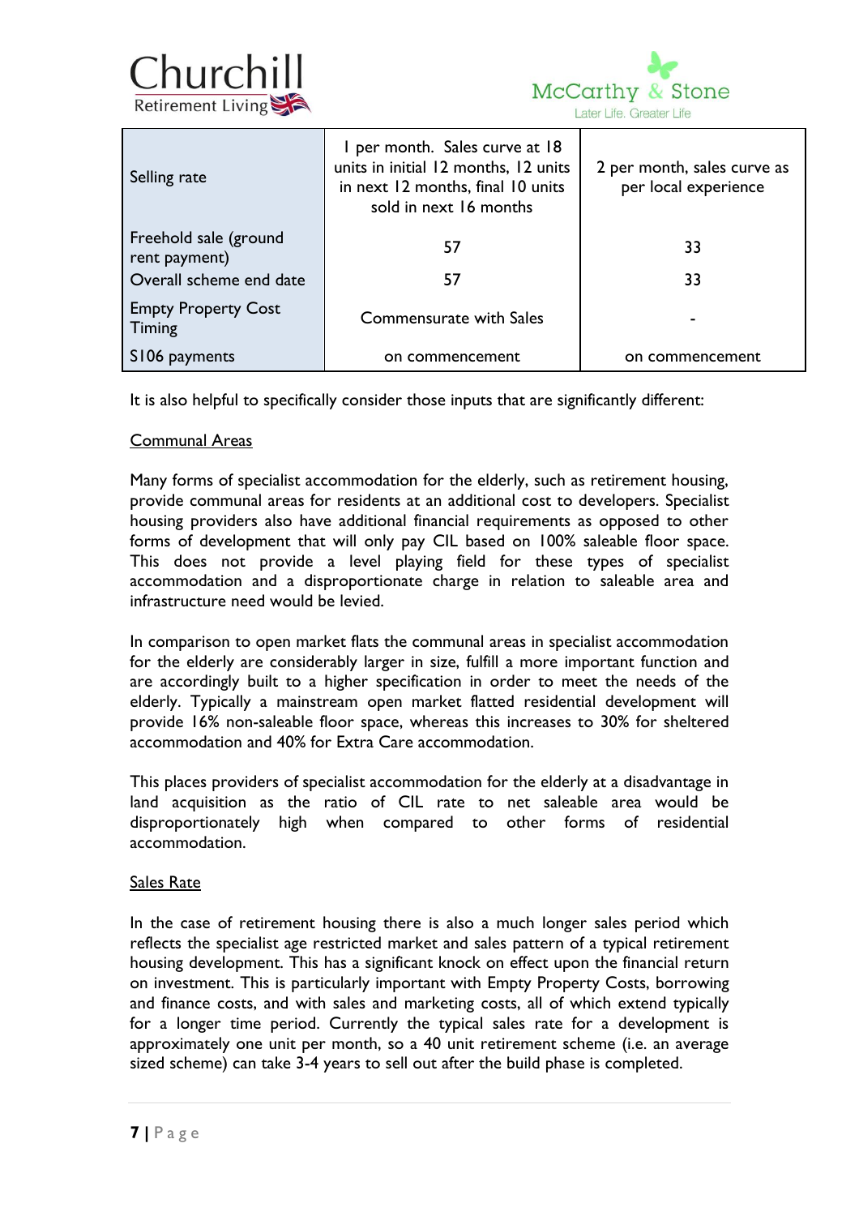| | | |
|---|---|---|
| Selling rate | 1 per month. Sales curve at 18 units in initial 12 months, 12 units in next 12 months, final 10 units sold in next 16 months | 2 per month, sales curve as per local experience |
| Freehold sale (ground rent payment) | 57 | 33 |
| Overall scheme end date | 57 | 33 |
| Empty Property Cost Timing | Commensurate with Sales | - |
| S106 payments | on commencement | on commencement |

It is also helpful to specifically consider those inputs that are significantly different:

**Communal Areas**

Many forms of specialist accommodation for the elderly, such as retirement housing, provide communal areas for residents at an additional cost to developers. Specialist housing providers also have additional financial requirements as opposed to other forms of development that will only pay CIL based on 100% saleable floor space. This does not provide a level playing field for these types of specialist accommodation and a disproportionate charge in relation to saleable area and infrastructure need would be levied.

In comparison to open market flats the communal areas in specialist accommodation for the elderly are considerably larger in size, fulfill a more important function and are accordingly built to a higher specification in order to meet the needs of the elderly. Typically a mainstream open market flatted residential development will provide 16% non-saleable floor space, whereas this increases to 30% for sheltered accommodation and 40% for Extra Care accommodation.

This places providers of specialist accommodation for the elderly at a disadvantage in land acquisition as the ratio of CIL rate to net saleable area would be disproportionately high when compared to other forms of residential accommodation.

**Sales Rate**

In the case of retirement housing there is also a much longer sales period which reflects the specialist age restricted market and sales pattern of a typical retirement housing development. This has a significant knock on effect upon the financial return on investment. This is particularly important with Empty Property Costs, borrowing and finance costs, and with sales and marketing costs, all of which extend typically for a longer time period. Currently the typical sales rate for a development is approximately one unit per month, so a 40 unit retirement scheme (i.e. an average sized scheme) can take 3-4 years to sell out after the build phase is completed.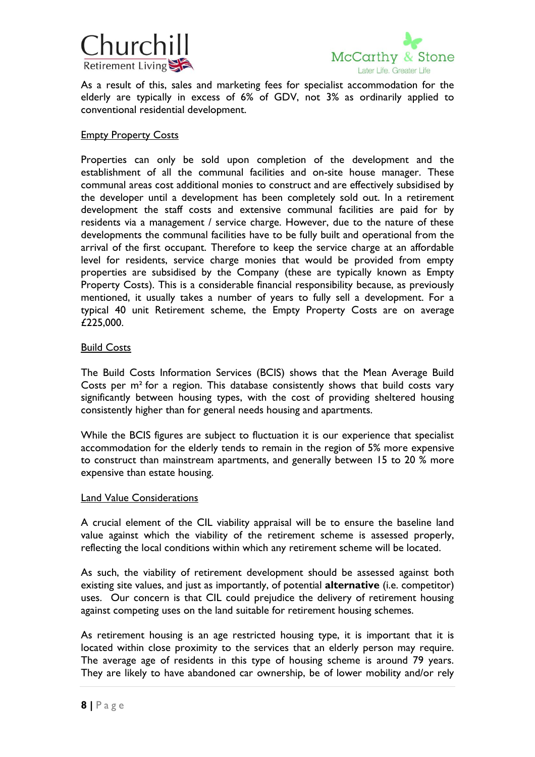As a result of this, sales and marketing fees for specialist accommodation for the elderly are typically in excess of 6% of GDV, not 3% as ordinarily applied to conventional residential development.

<u>Empty Property Costs</u>

Properties can only be sold upon completion of the development and the establishment of all the communal facilities and on-site house manager. These communal areas cost additional monies to construct and are effectively subsidised by the developer until a development has been completely sold out. In a retirement development the staff costs and extensive communal facilities are paid for by residents via a management / service charge. However, due to the nature of these developments the communal facilities have to be fully built and operational from the arrival of the first occupant. Therefore to keep the service charge at an affordable level for residents, service charge monies that would be provided from empty properties are subsidised by the Company (these are typically known as Empty Property Costs). This is a considerable financial responsibility because, as previously mentioned, it usually takes a number of years to fully sell a development. For a typical 40 unit Retirement scheme, the Empty Property Costs are on average £225,000.

<u>Build Costs</u>

The Build Costs Information Services (BCIS) shows that the Mean Average Build Costs per $m^2$ for a region. This database consistently shows that build costs vary significantly between housing types, with the cost of providing sheltered housing consistently higher than for general needs housing and apartments.

While the BCIS figures are subject to fluctuation it is our experience that specialist accommodation for the elderly tends to remain in the region of 5% more expensive to construct than mainstream apartments, and generally between 15 to 20 % more expensive than estate housing.

<u>Land Value Considerations</u>

A crucial element of the CIL viability appraisal will be to ensure the baseline land value against which the viability of the retirement scheme is assessed properly, reflecting the local conditions within which any retirement scheme will be located.

As such, the viability of retirement development should be assessed against both existing site values, and just as importantly, of potential **alternative** (i.e. competitor) uses. Our concern is that CIL could prejudice the delivery of retirement housing against competing uses on the land suitable for retirement housing schemes.

As retirement housing is an age restricted housing type, it is important that it is located within close proximity to the services that an elderly person may require. The average age of residents in this type of housing scheme is around 79 years. They are likely to have abandoned car ownership, be of lower mobility and/or rely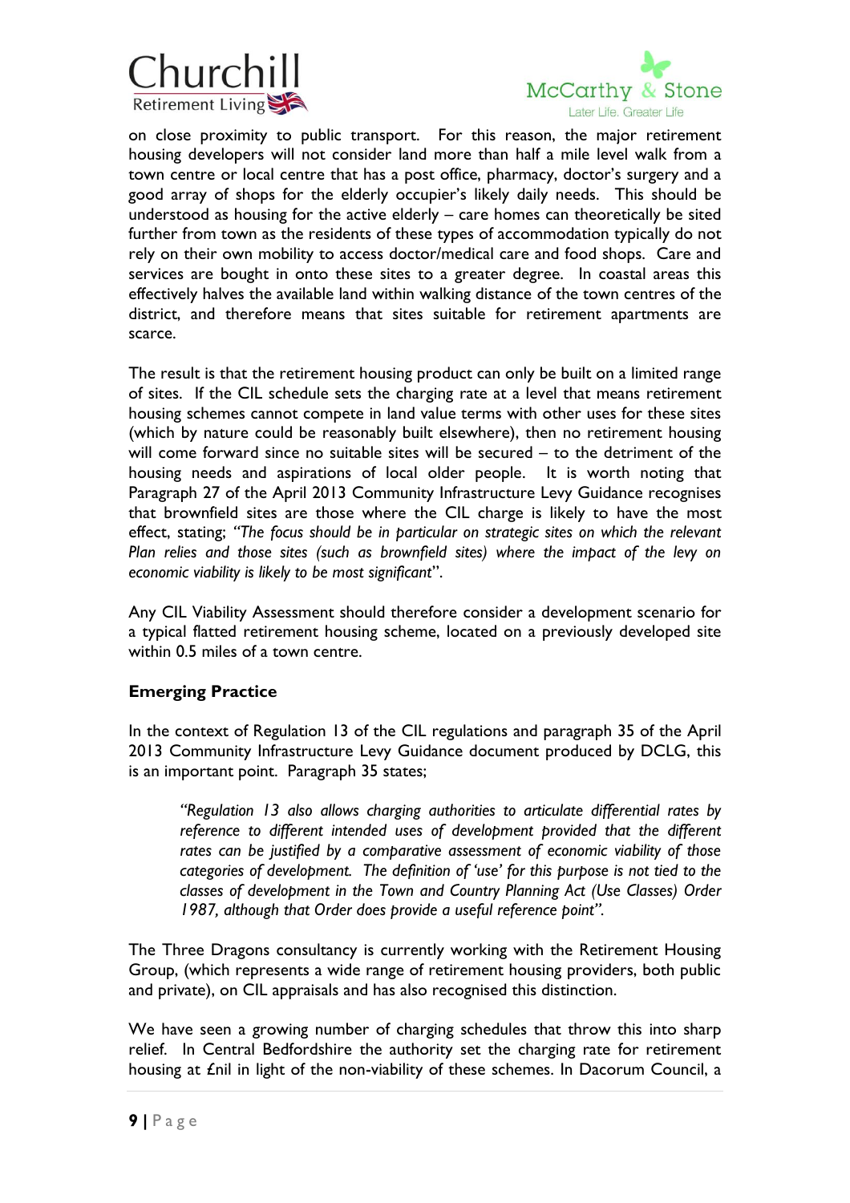on close proximity to public transport. For this reason, the major retirement housing developers will not consider land more than half a mile level walk from a town centre or local centre that has a post office, pharmacy, doctor's surgery and a good array of shops for the elderly occupier's likely daily needs. This should be understood as housing for the active elderly – care homes can theoretically be sited further from town as the residents of these types of accommodation typically do not rely on their own mobility to access doctor/medical care and food shops. Care and services are bought in onto these sites to a greater degree. In coastal areas this effectively halves the available land within walking distance of the town centres of the district, and therefore means that sites suitable for retirement apartments are scarce.

The result is that the retirement housing product can only be built on a limited range of sites. If the CIL schedule sets the charging rate at a level that means retirement housing schemes cannot compete in land value terms with other uses for these sites (which by nature could be reasonably built elsewhere), then no retirement housing will come forward since no suitable sites will be secured – to the detriment of the housing needs and aspirations of local older people. It is worth noting that Paragraph 27 of the April 2013 Community Infrastructure Levy Guidance recognises that brownfield sites are those where the CIL charge is likely to have the most effect, stating; *"The focus should be in particular on strategic sites on which the relevant Plan relies and those sites (such as brownfield sites) where the impact of the levy on economic viability is likely to be most significant*".

Any CIL Viability Assessment should therefore consider a development scenario for a typical flatted retirement housing scheme, located on a previously developed site within 0.5 miles of a town centre.

**Emerging Practice**

In the context of Regulation 13 of the CIL regulations and paragraph 35 of the April 2013 Community Infrastructure Levy Guidance document produced by DCLG, this is an important point. Paragraph 35 states;

> *"Regulation 13 also allows charging authorities to articulate differential rates by reference to different intended uses of development provided that the different rates can be justified by a comparative assessment of economic viability of those categories of development. The definition of 'use' for this purpose is not tied to the classes of development in the Town and Country Planning Act (Use Classes) Order 1987, although that Order does provide a useful reference point".*

The Three Dragons consultancy is currently working with the Retirement Housing Group, (which represents a wide range of retirement housing providers, both public and private), on CIL appraisals and has also recognised this distinction.

We have seen a growing number of charging schedules that throw this into sharp relief. In Central Bedfordshire the authority set the charging rate for retirement housing at £nil in light of the non-viability of these schemes. In Dacorum Council, a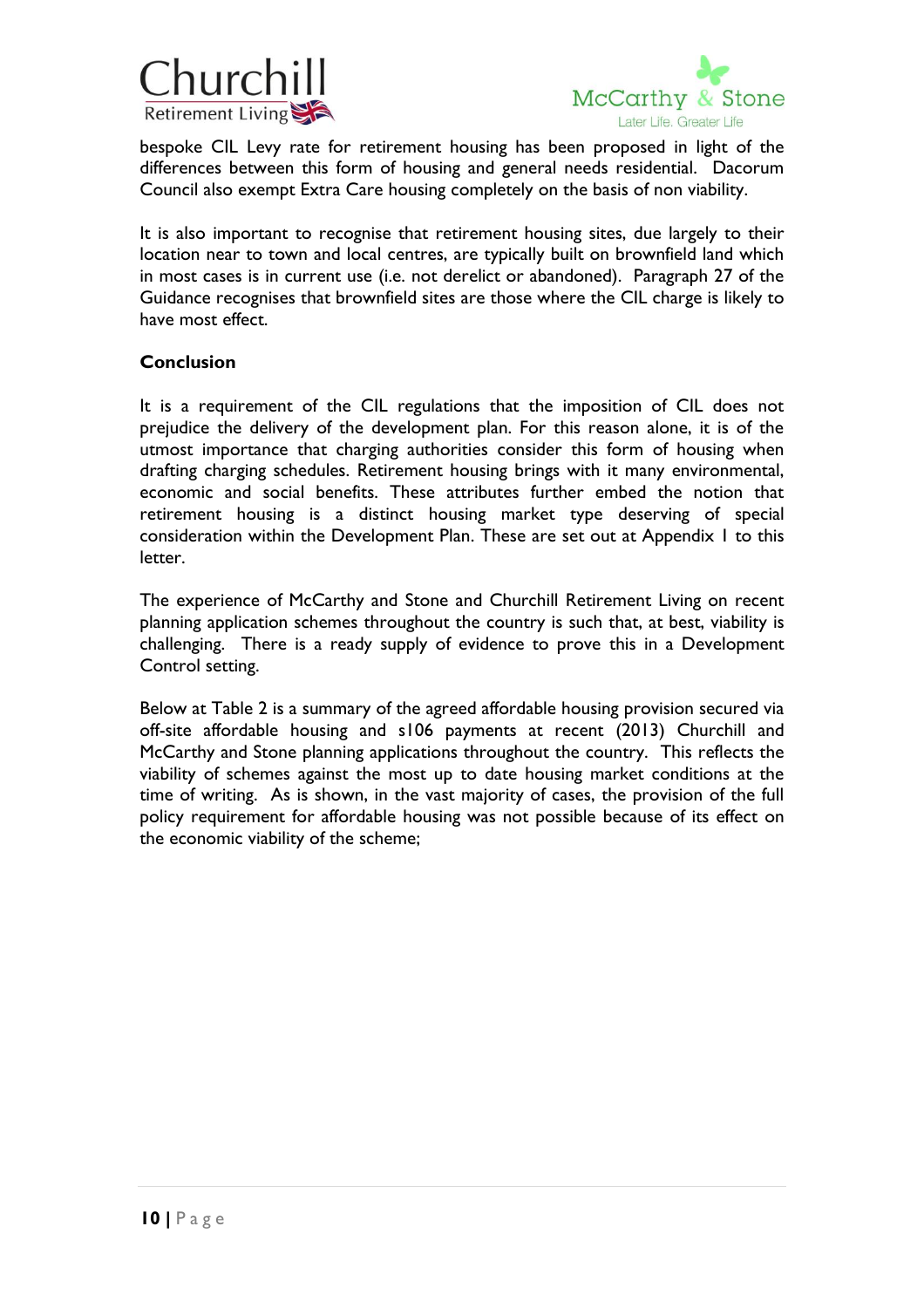bespoke CIL Levy rate for retirement housing has been proposed in light of the differences between this form of housing and general needs residential. Dacorum Council also exempt Extra Care housing completely on the basis of non viability.

It is also important to recognise that retirement housing sites, due largely to their location near to town and local centres, are typically built on brownfield land which in most cases is in current use (i.e. not derelict or abandoned). Paragraph 27 of the Guidance recognises that brownfield sites are those where the CIL charge is likely to have most effect.

**Conclusion**

It is a requirement of the CIL regulations that the imposition of CIL does not prejudice the delivery of the development plan. For this reason alone, it is of the utmost importance that charging authorities consider this form of housing when drafting charging schedules. Retirement housing brings with it many environmental, economic and social benefits. These attributes further embed the notion that retirement housing is a distinct housing market type deserving of special consideration within the Development Plan. These are set out at Appendix 1 to this letter.

The experience of McCarthy and Stone and Churchill Retirement Living on recent planning application schemes throughout the country is such that, at best, viability is challenging. There is a ready supply of evidence to prove this in a Development Control setting.

Below at Table 2 is a summary of the agreed affordable housing provision secured via off-site affordable housing and s106 payments at recent (2013) Churchill and McCarthy and Stone planning applications throughout the country. This reflects the viability of schemes against the most up to date housing market conditions at the time of writing. As is shown, in the vast majority of cases, the provision of the full policy requirement for affordable housing was not possible because of its effect on the economic viability of the scheme;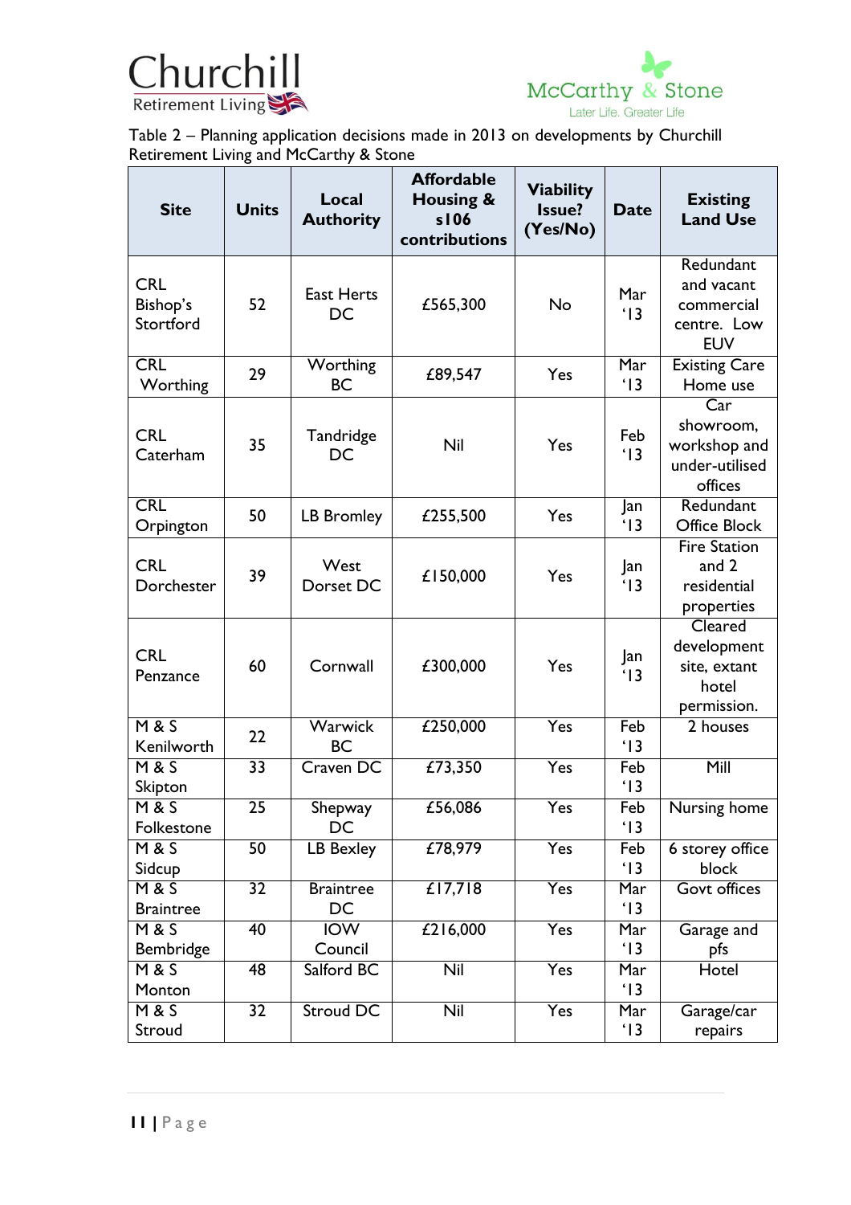Table 2 – Planning application decisions made in 2013 on developments by Churchill Retirement Living and McCarthy & Stone

| Site | Units | Local Authority | Affordable Housing & s106 contributions | Viability Issue? (Yes/No) | Date | Existing Land Use |
|---|---|---|---|---|---|---|
| CRL Bishop's Stortford | 52 | East Herts DC | £565,300 | No | Mar '13 | Redundant and vacant commercial centre. Low EUV |
| CRL Worthing | 29 | Worthing BC | £89,547 | Yes | Mar '13 | Existing Care Home use |
| CRL Caterham | 35 | Tandridge DC | Nil | Yes | Feb '13 | Car showroom, workshop and under-utilised offices |
| CRL Orpington | 50 | LB Bromley | £255,500 | Yes | Jan '13 | Redundant Office Block |
| CRL Dorchester | 39 | West Dorset DC | £150,000 | Yes | Jan '13 | Fire Station and 2 residential properties |
| CRL Penzance | 60 | Cornwall | £300,000 | Yes | Jan '13 | Cleared development site, extant hotel permission. |
| M & S Kenilworth | 22 | Warwick BC | £250,000 | Yes | Feb '13 | 2 houses |
| M & S Skipton | 33 | Craven DC | £73,350 | Yes | Feb '13 | Mill |
| M & S Folkestone | 25 | Shepway DC | £56,086 | Yes | Feb '13 | Nursing home |
| M & S Sidcup | 50 | LB Bexley | £78,979 | Yes | Feb '13 | 6 storey office block |
| M & S Braintree | 32 | Braintree DC | £17,718 | Yes | Mar '13 | Govt offices |
| M & S Bembridge | 40 | IOW Council | £216,000 | Yes | Mar '13 | Garage and pfs |
| M & S Monton | 48 | Salford BC | Nil | Yes | Mar '13 | Hotel |
| M & S Stroud | 32 | Stroud DC | Nil | Yes | Mar '13 | Garage/car repairs |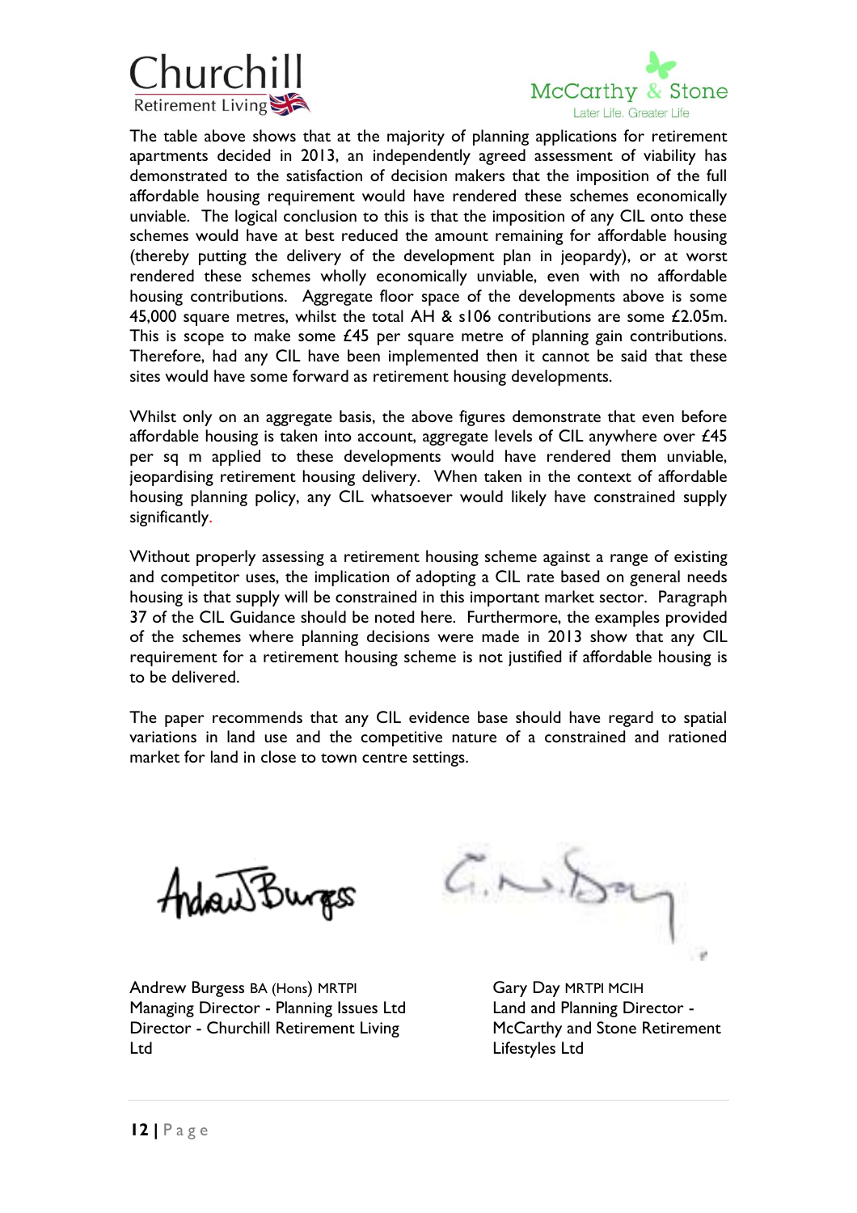The table above shows that at the majority of planning applications for retirement apartments decided in 2013, an independently agreed assessment of viability has demonstrated to the satisfaction of decision makers that the imposition of the full affordable housing requirement would have rendered these schemes economically unviable. The logical conclusion to this is that the imposition of any CIL onto these schemes would have at best reduced the amount remaining for affordable housing (thereby putting the delivery of the development plan in jeopardy), or at worst rendered these schemes wholly economically unviable, even with no affordable housing contributions. Aggregate floor space of the developments above is some 45,000 square metres, whilst the total AH & s106 contributions are some £2.05m. This is scope to make some £45 per square metre of planning gain contributions. Therefore, had any CIL have been implemented then it cannot be said that these sites would have some forward as retirement housing developments.

Whilst only on an aggregate basis, the above figures demonstrate that even before affordable housing is taken into account, aggregate levels of CIL anywhere over £45 per sq m applied to these developments would have rendered them unviable, jeopardising retirement housing delivery. When taken in the context of affordable housing planning policy, any CIL whatsoever would likely have constrained supply significantly.

Without properly assessing a retirement housing scheme against a range of existing and competitor uses, the implication of adopting a CIL rate based on general needs housing is that supply will be constrained in this important market sector. Paragraph 37 of the CIL Guidance should be noted here. Furthermore, the examples provided of the schemes where planning decisions were made in 2013 show that any CIL requirement for a retirement housing scheme is not justified if affordable housing is to be delivered.

The paper recommends that any CIL evidence base should have regard to spatial variations in land use and the competitive nature of a constrained and rationed market for land in close to town centre settings.

Andrew Burgess BA (Hons) MRTPI
Managing Director - Planning Issues Ltd
Director - Churchill Retirement Living Ltd

Gary Day MRTPI MCIH
Land and Planning Director - McCarthy and Stone Retirement Lifestyles Ltd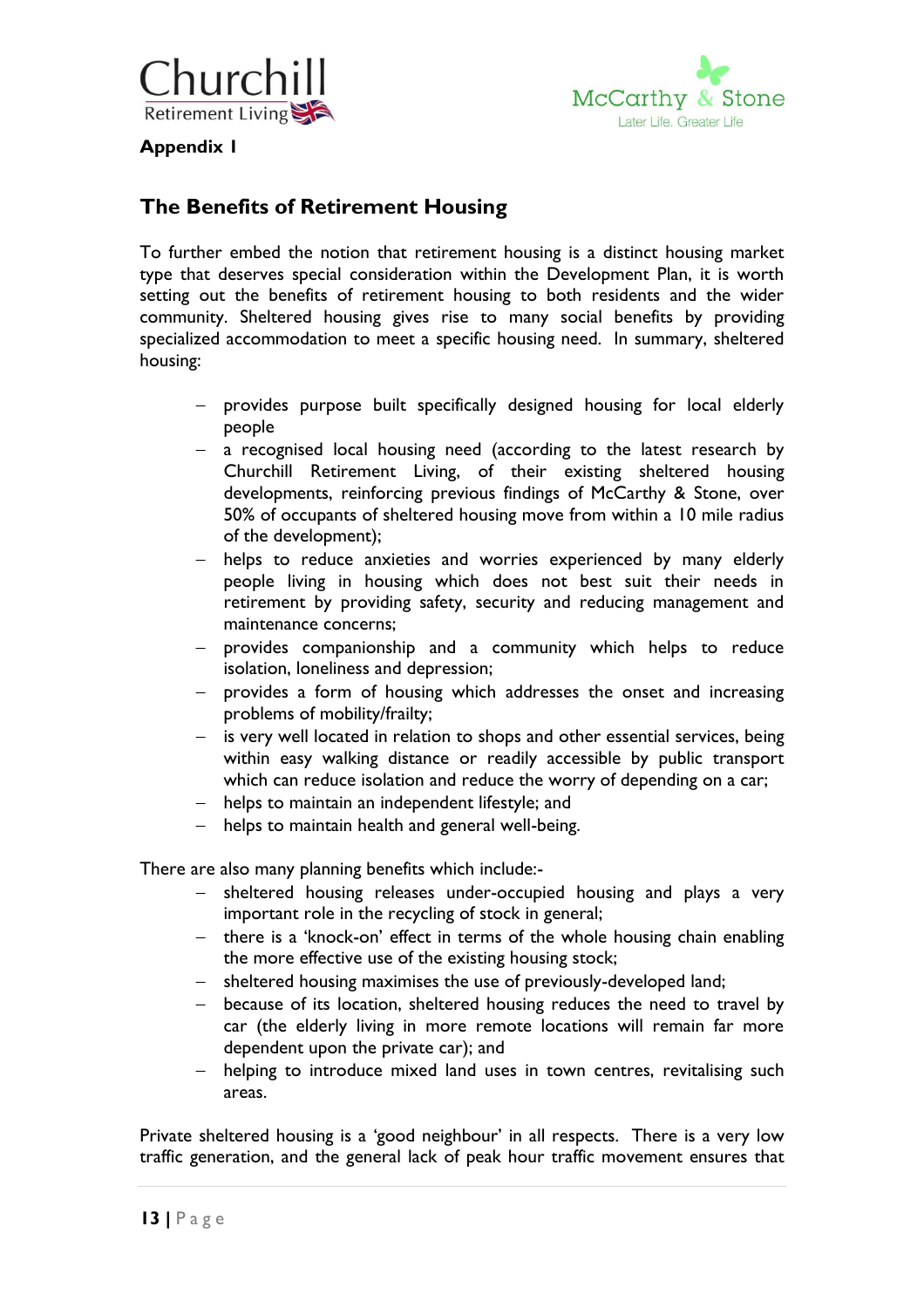**Appendix 1**

## The Benefits of Retirement Housing

To further embed the notion that retirement housing is a distinct housing market type that deserves special consideration within the Development Plan, it is worth setting out the benefits of retirement housing to both residents and the wider community. Sheltered housing gives rise to many social benefits by providing specialized accommodation to meet a specific housing need. In summary, sheltered housing:

- provides purpose built specifically designed housing for local elderly people
- a recognised local housing need (according to the latest research by Churchill Retirement Living, of their existing sheltered housing developments, reinforcing previous findings of McCarthy & Stone, over 50% of occupants of sheltered housing move from within a 10 mile radius of the development);
- helps to reduce anxieties and worries experienced by many elderly people living in housing which does not best suit their needs in retirement by providing safety, security and reducing management and maintenance concerns;
- provides companionship and a community which helps to reduce isolation, loneliness and depression;
- provides a form of housing which addresses the onset and increasing problems of mobility/frailty;
- is very well located in relation to shops and other essential services, being within easy walking distance or readily accessible by public transport which can reduce isolation and reduce the worry of depending on a car;
- helps to maintain an independent lifestyle; and
- helps to maintain health and general well-being.

There are also many planning benefits which include:-

- sheltered housing releases under-occupied housing and plays a very important role in the recycling of stock in general;
- there is a 'knock-on' effect in terms of the whole housing chain enabling the more effective use of the existing housing stock;
- sheltered housing maximises the use of previously-developed land;
- because of its location, sheltered housing reduces the need to travel by car (the elderly living in more remote locations will remain far more dependent upon the private car); and
- helping to introduce mixed land uses in town centres, revitalising such areas.

Private sheltered housing is a 'good neighbour' in all respects. There is a very low traffic generation, and the general lack of peak hour traffic movement ensures that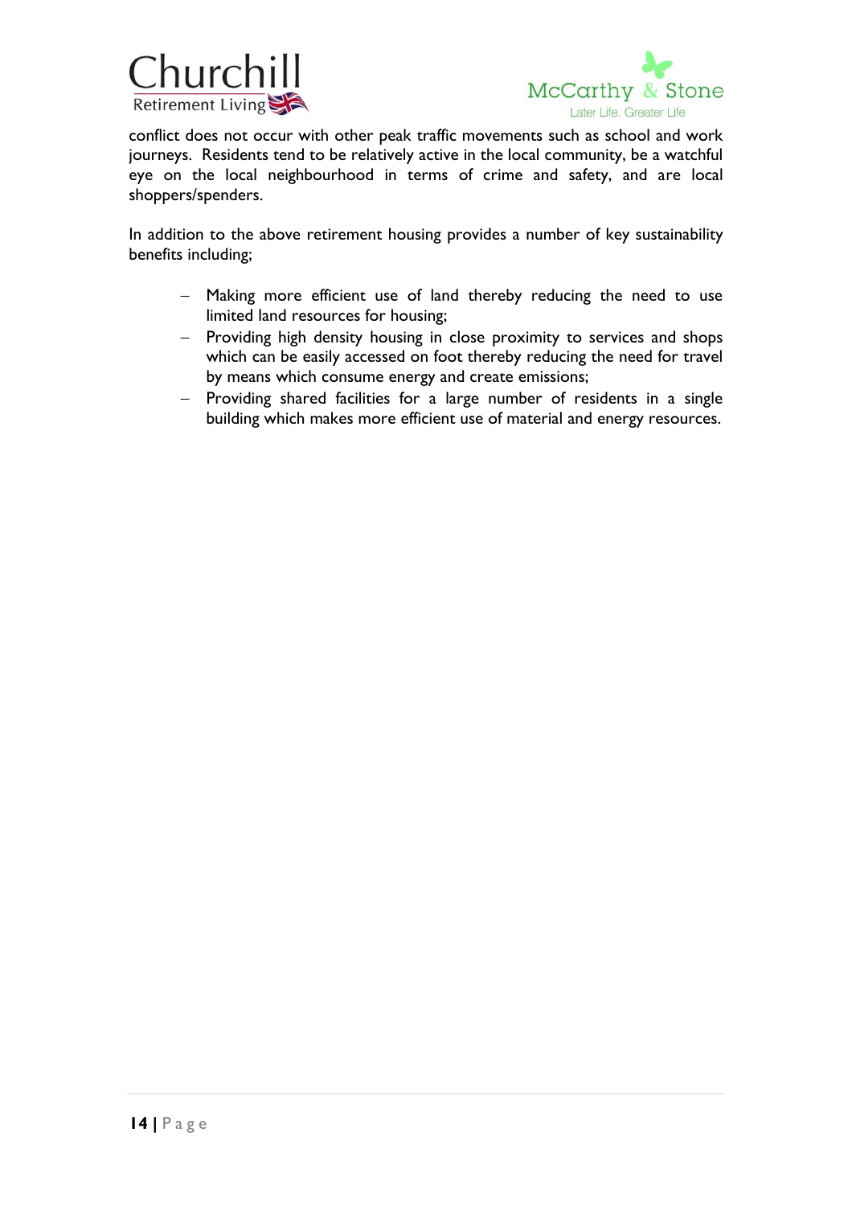conflict does not occur with other peak traffic movements such as school and work journeys. Residents tend to be relatively active in the local community, be a watchful eye on the local neighbourhood in terms of crime and safety, and are local shoppers/spenders.

In addition to the above retirement housing provides a number of key sustainability benefits including;

- Making more efficient use of land thereby reducing the need to use limited land resources for housing;
- Providing high density housing in close proximity to services and shops which can be easily accessed on foot thereby reducing the need for travel by means which consume energy and create emissions;
- Providing shared facilities for a large number of residents in a single building which makes more efficient use of material and energy resources.